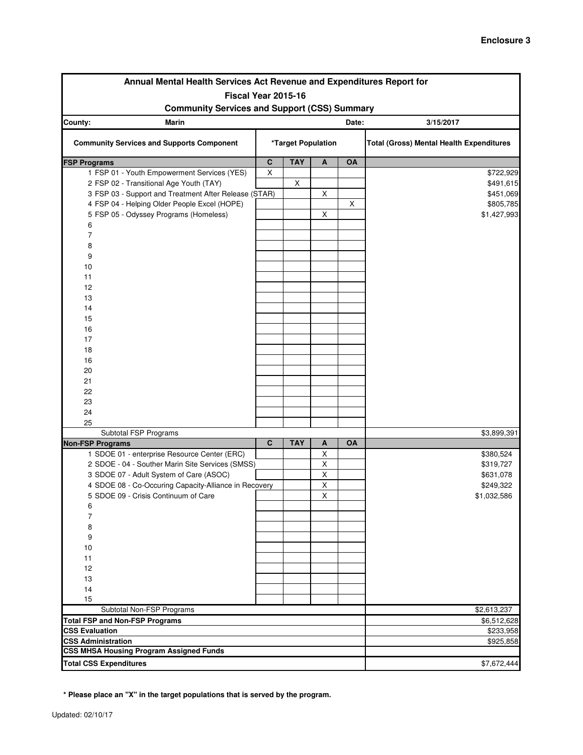**Enclosure 3**

# Annual Mental Health Services Act Revenue and Expenditures Report for
## Fiscal Year 2015-16
## Community Services and Support (CSS) Summary

| County: | Marin | | | | Date: | 3/15/2017 |
|---|---|---|---|---|---|---|
| **Community Services and Supports Component** | ***Target Population** | | | | | **Total (Gross) Mental Health Expenditures** |
| **FSP Programs** | **C** | **TAY** | **A** | **OA** | | |
| 1 FSP 01 - Youth Empowerment Services (YES) | X | | | | | $722,929 |
| 2 FSP 02 - Transitional Age Youth (TAY) | | X | | | | $491,615 |
| 3 FSP 03 - Support and Treatment After Release (STAR) | | | X | | | $451,069 |
| 4 FSP 04 - Helping Older People Excel (HOPE) | | | | X | | $805,785 |
| 5 FSP 05 - Odyssey Programs (Homeless) | | | X | | | $1,427,993 |
| 6 | | | | | | |
| 7 | | | | | | |
| 8 | | | | | | |
| 9 | | | | | | |
| 10 | | | | | | |
| 11 | | | | | | |
| 12 | | | | | | |
| 13 | | | | | | |
| 14 | | | | | | |
| 15 | | | | | | |
| 16 | | | | | | |
| 17 | | | | | | |
| 18 | | | | | | |
| 16 | | | | | | |
| 20 | | | | | | |
| 21 | | | | | | |
| 22 | | | | | | |
| 23 | | | | | | |
| 24 | | | | | | |
| 25 | | | | | | |
| Subtotal FSP Programs | | | | | | $3,899,391 |
| **Non-FSP Programs** | **C** | **TAY** | **A** | **OA** | | |
| 1 SDOE 01 - enterprise Resource Center (ERC) | | | X | | | $380,524 |
| 2 SDOE - 04 - Souther Marin Site Services (SMSS) | | | X | | | $319,727 |
| 3 SDOE 07 - Adult System of Care (ASOC) | | | X | | | $631,078 |
| 4 SDOE 08 - Co-Occuring Capacity-Alliance in Recovery | | | X | | | $249,322 |
| 5 SDOE 09 - Crisis Continuum of Care | | | X | | | $1,032,586 |
| 6 | | | | | | |
| 7 | | | | | | |
| 8 | | | | | | |
| 9 | | | | | | |
| 10 | | | | | | |
| 11 | | | | | | |
| 12 | | | | | | |
| 13 | | | | | | |
| 14 | | | | | | |
| 15 | | | | | | |
| Subtotal Non-FSP Programs | | | | | | $2,613,237 |
| **Total FSP and Non-FSP Programs** | | | | | | $6,512,628 |
| **CSS Evaluation** | | | | | | $233,958 |
| **CSS Administration** | | | | | | $925,858 |
| **CSS MHSA Housing Program Assigned Funds** | | | | | | |
| **Total CSS Expenditures** | | | | | | $7,672,444 |

**\* Please place an "X" in the target populations that is served by the program.**

Updated: 02/10/17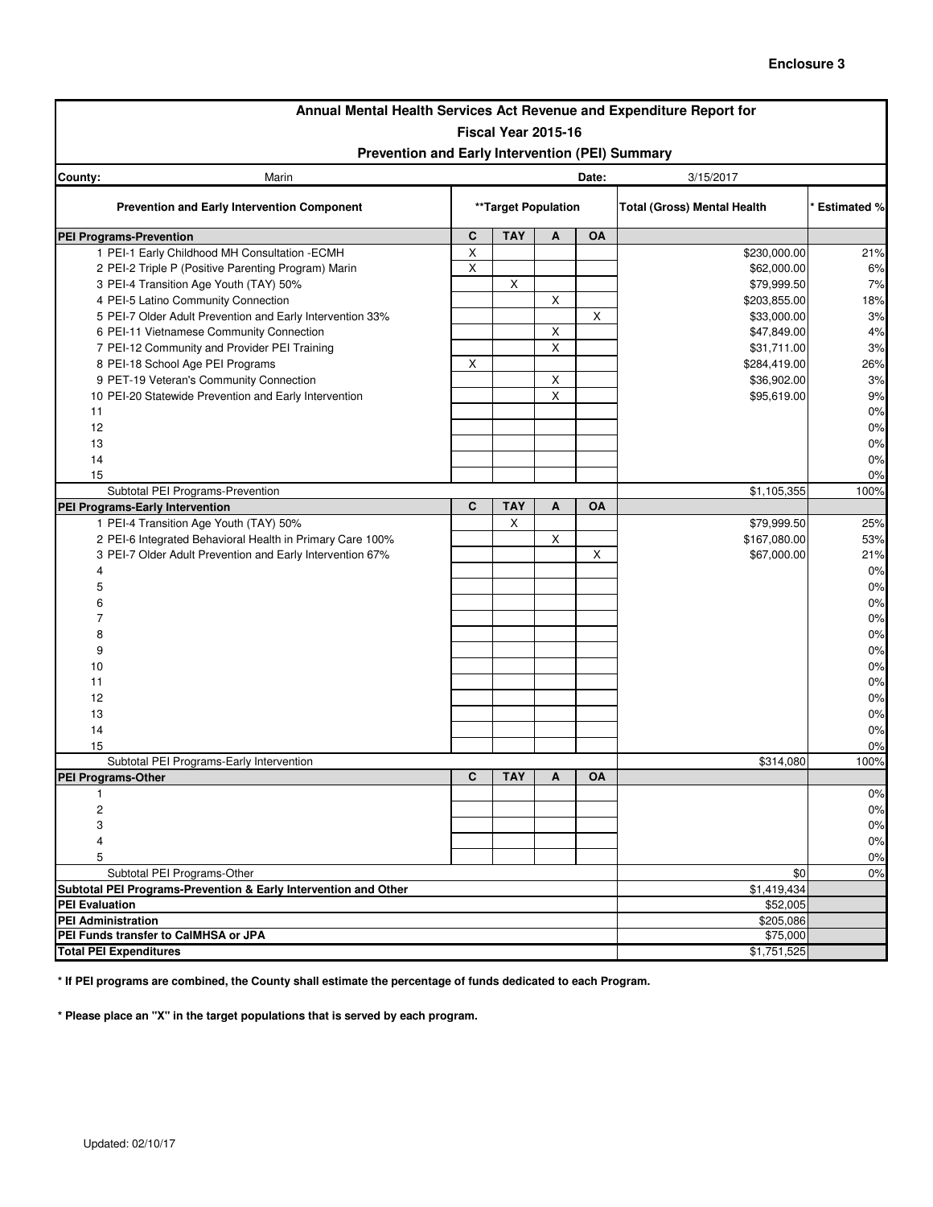**Enclosure 3**

## Annual Mental Health Services Act Revenue and Expenditure Report for

## Fiscal Year 2015-16

## Prevention and Early Intervention (PEI) Summary

**County:** Marin **Date:** 3/15/2017

| Prevention and Early Intervention Component | **Target Population | | | | Total (Gross) Mental Health | * Estimated % |
|---|---|---|---|---|---|---|
| **PEI Programs-Prevention** | **C** | **TAY** | **A** | **OA** | | |
| 1 PEI-1 Early Childhood MH Consultation -ECMH | X | | | | $230,000.00 | 21% |
| 2 PEI-2 Triple P (Positive Parenting Program) Marin | X | | | | $62,000.00 | 6% |
| 3 PEI-4 Transition Age Youth (TAY) 50% | | X | | | $79,999.50 | 7% |
| 4 PEI-5 Latino Community Connection | | | X | | $203,855.00 | 18% |
| 5 PEI-7 Older Adult Prevention and Early Intervention 33% | | | | X | $33,000.00 | 3% |
| 6 PEI-11 Vietnamese Community Connection | | | X | | $47,849.00 | 4% |
| 7 PEI-12 Community and Provider PEI Training | | | X | | $31,711.00 | 3% |
| 8 PEI-18 School Age PEI Programs | X | | | | $284,419.00 | 26% |
| 9 PET-19 Veteran's Community Connection | | | X | | $36,902.00 | 3% |
| 10 PEI-20 Statewide Prevention and Early Intervention | | | X | | $95,619.00 | 9% |
| 11 | | | | | | 0% |
| 12 | | | | | | 0% |
| 13 | | | | | | 0% |
| 14 | | | | | | 0% |
| 15 | | | | | | 0% |
| Subtotal PEI Programs-Prevention | | | | | $1,105,355 | 100% |
| **PEI Programs-Early Intervention** | **C** | **TAY** | **A** | **OA** | | |
| 1 PEI-4 Transition Age Youth (TAY) 50% | | X | | | $79,999.50 | 25% |
| 2 PEI-6 Integrated Behavioral Health in Primary Care 100% | | | X | | $167,080.00 | 53% |
| 3 PEI-7 Older Adult Prevention and Early Intervention 67% | | | | X | $67,000.00 | 21% |
| 4 | | | | | | 0% |
| 5 | | | | | | 0% |
| 6 | | | | | | 0% |
| 7 | | | | | | 0% |
| 8 | | | | | | 0% |
| 9 | | | | | | 0% |
| 10 | | | | | | 0% |
| 11 | | | | | | 0% |
| 12 | | | | | | 0% |
| 13 | | | | | | 0% |
| 14 | | | | | | 0% |
| 15 | | | | | | 0% |
| Subtotal PEI Programs-Early Intervention | | | | | $314,080 | 100% |
| **PEI Programs-Other** | **C** | **TAY** | **A** | **OA** | | |
| 1 | | | | | | 0% |
| 2 | | | | | | 0% |
| 3 | | | | | | 0% |
| 4 | | | | | | 0% |
| 5 | | | | | | 0% |
| Subtotal PEI Programs-Other | | | | | $0 | 0% |
| **Subtotal PEI Programs-Prevention & Early Intervention and Other** | | | | | $1,419,434 | |
| **PEI Evaluation** | | | | | $52,005 | |
| **PEI Administration** | | | | | $205,086 | |
| **PEI Funds transfer to CalMHSA or JPA** | | | | | $75,000 | |
| **Total PEI Expenditures** | | | | | $1,751,525 | |

**\* If PEI programs are combined, the County shall estimate the percentage of funds dedicated to each Program.**

**\* Please place an "X" in the target populations that is served by each program.**

Updated: 02/10/17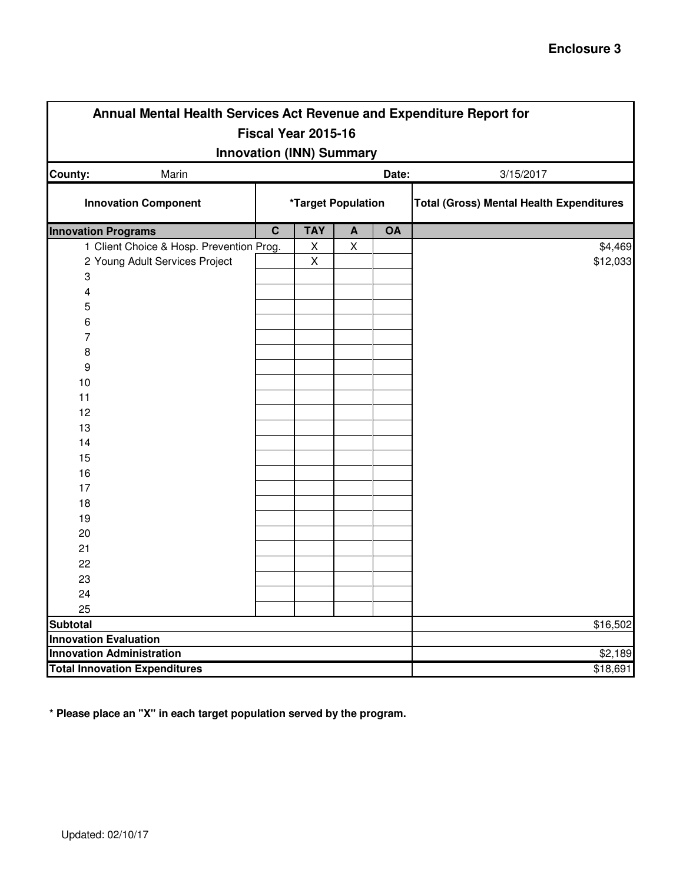**Enclosure 3**

# Annual Mental Health Services Act Revenue and Expenditure Report for Fiscal Year 2015-16

## Innovation (INN) Summary

**County:** Marin **Date:** 3/15/2017

| Innovation Component | *Target Population | | | | Total (Gross) Mental Health Expenditures |
|---|---|---|---|---|---|
| **Innovation Programs** | **C** | **TAY** | **A** | **OA** | |
| 1 Client Choice & Hosp. Prevention Prog. | | X | X | | $4,469 |
| 2 Young Adult Services Project | | X | | | $12,033 |
| 3 | | | | | |
| 4 | | | | | |
| 5 | | | | | |
| 6 | | | | | |
| 7 | | | | | |
| 8 | | | | | |
| 9 | | | | | |
| 10 | | | | | |
| 11 | | | | | |
| 12 | | | | | |
| 13 | | | | | |
| 14 | | | | | |
| 15 | | | | | |
| 16 | | | | | |
| 17 | | | | | |
| 18 | | | | | |
| 19 | | | | | |
| 20 | | | | | |
| 21 | | | | | |
| 22 | | | | | |
| 23 | | | | | |
| 24 | | | | | |
| 25 | | | | | |
| **Subtotal** | | | | | $16,502 |
| **Innovation Evaluation** | | | | | |
| **Innovation Administration** | | | | | $2,189 |
| **Total Innovation Expenditures** | | | | | $18,691 |

**\* Please place an "X" in each target population served by the program.**

Updated: 02/10/17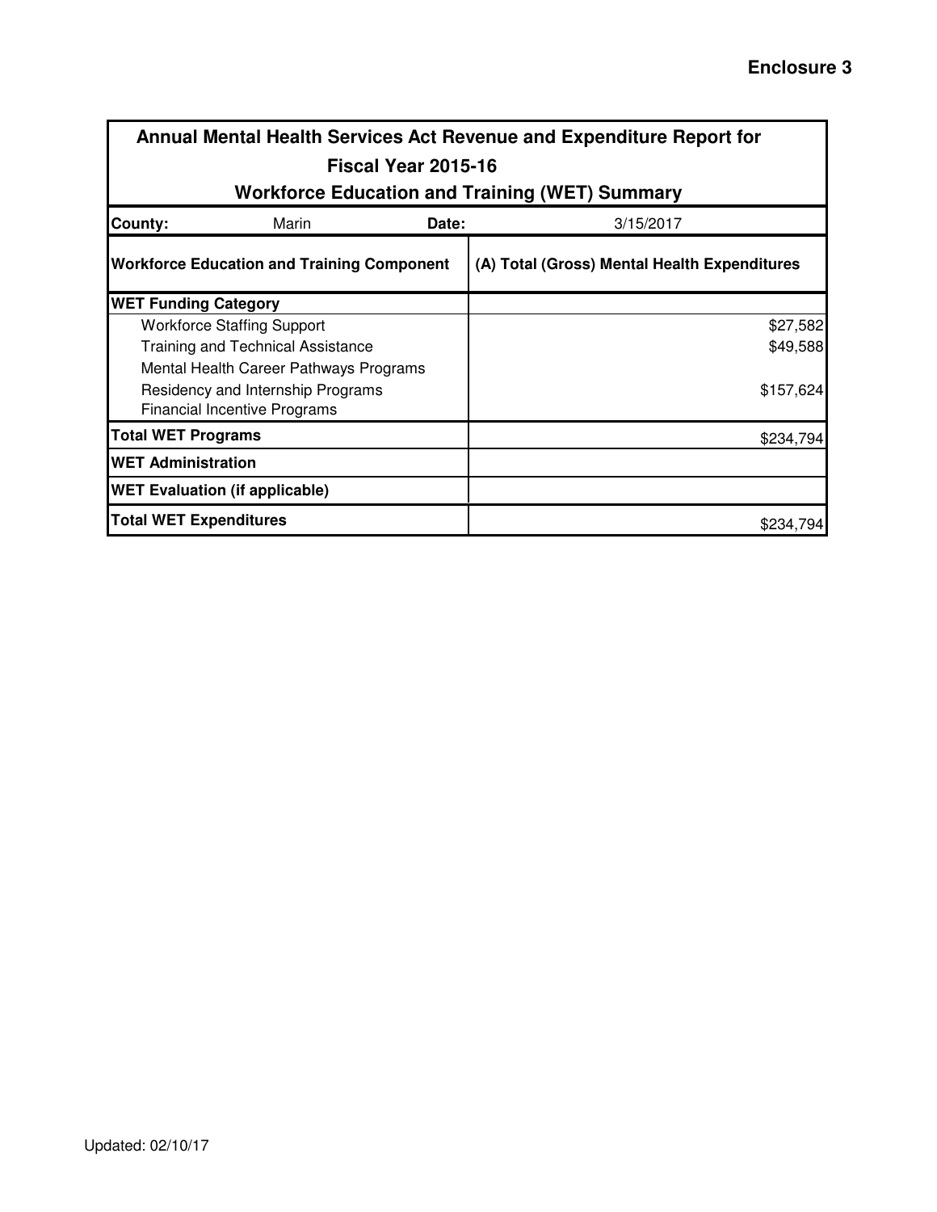**Enclosure 3**

| Annual Mental Health Services Act Revenue and Expenditure Report for Fiscal Year 2015-16 Workforce Education and Training (WET) Summary | |
|---|---|
| **County:** Marin **Date:** | 3/15/2017 |
| **Workforce Education and Training Component** | **(A) Total (Gross) Mental Health Expenditures** |
| **WET Funding Category** | |
| Workforce Staffing Support | $27,582 |
| Training and Technical Assistance | $49,588 |
| Mental Health Career Pathways Programs | |
| Residency and Internship Programs | $157,624 |
| Financial Incentive Programs | |
| **Total WET Programs** | $234,794 |
| **WET Administration** | |
| **WET Evaluation (if applicable)** | |
| **Total WET Expenditures** | $234,794 |

Updated: 02/10/17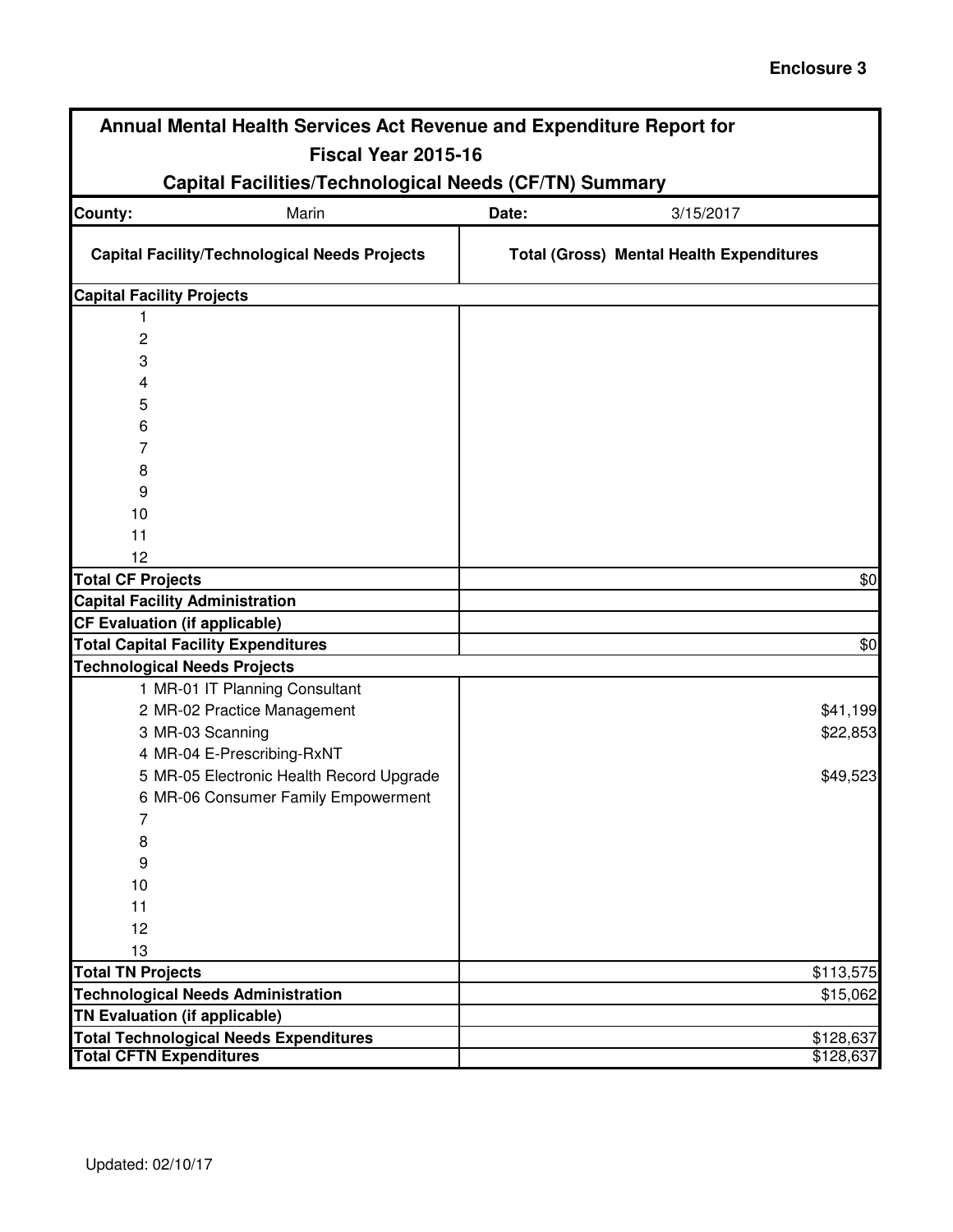**Enclosure 3**

## Annual Mental Health Services Act Revenue and Expenditure Report for Fiscal Year 2015-16

### Capital Facilities/Technological Needs (CF/TN) Summary

| **County:** Marin | **Date:** 3/15/2017 |
|---|---|
| **Capital Facility/Technological Needs Projects** | **Total (Gross) Mental Health Expenditures** |
| **Capital Facility Projects** | |
| 1 | |
| 2 | |
| 3 | |
| 4 | |
| 5 | |
| 6 | |
| 7 | |
| 8 | |
| 9 | |
| 10 | |
| 11 | |
| 12 | |
| **Total CF Projects** | $0 |
| **Capital Facility Administration** | |
| **CF Evaluation (if applicable)** | |
| **Total Capital Facility Expenditures** | $0 |
| **Technological Needs Projects** | |
| 1 MR-01 IT Planning Consultant | |
| 2 MR-02 Practice Management | $41,199 |
| 3 MR-03 Scanning | $22,853 |
| 4 MR-04 E-Prescribing-RxNT | |
| 5 MR-05 Electronic Health Record Upgrade | $49,523 |
| 6 MR-06 Consumer Family Empowerment | |
| 7 | |
| 8 | |
| 9 | |
| 10 | |
| 11 | |
| 12 | |
| 13 | |
| **Total TN Projects** | $113,575 |
| **Technological Needs Administration** | $15,062 |
| **TN Evaluation (if applicable)** | |
| **Total Technological Needs Expenditures** | $128,637 |
| **Total CFTN Expenditures** | $128,637 |

Updated: 02/10/17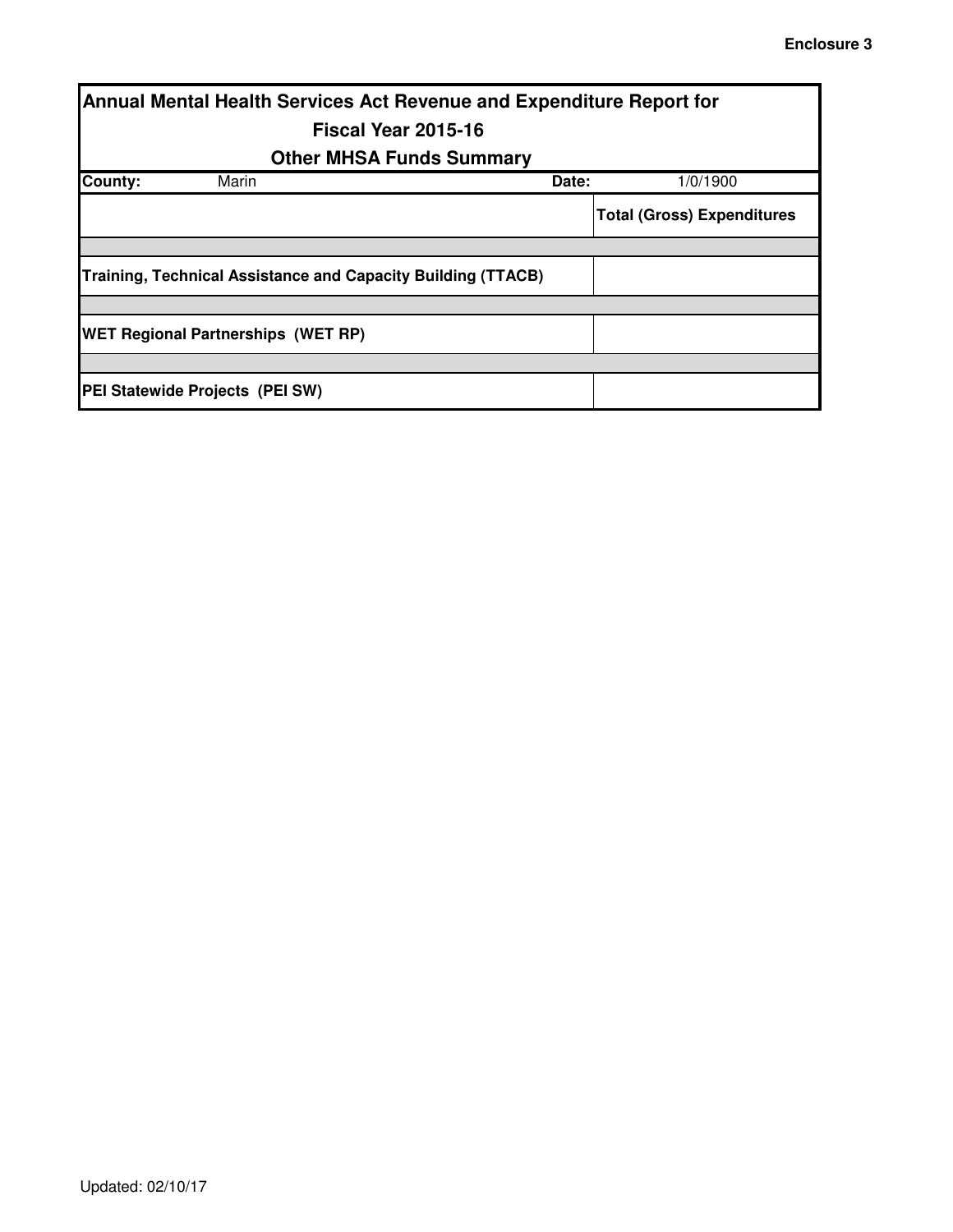Enclosure 3

| Annual Mental Health Services Act Revenue and Expenditure Report for Fiscal Year 2015-16 Other MHSA Funds Summary | | |
|---|---|---|
| **County:** Marin | **Date:** | 1/0/1900 |
| | | **Total (Gross) Expenditures** |
| | | |
| **Training, Technical Assistance and Capacity Building (TTACB)** | | |
| | | |
| **WET Regional Partnerships (WET RP)** | | |
| | | |
| **PEI Statewide Projects (PEI SW)** | | |

Updated: 02/10/17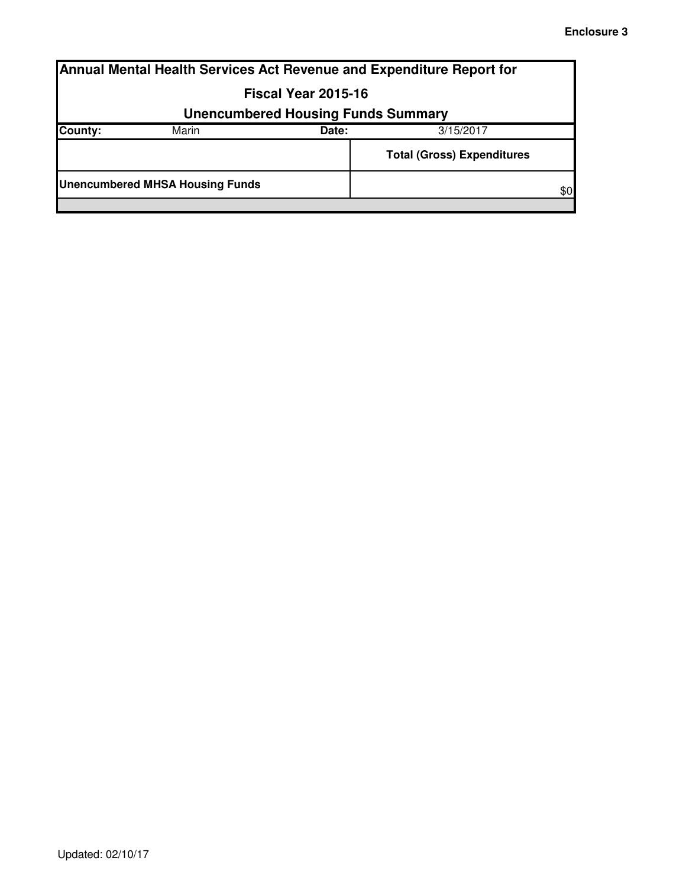Enclosure 3

# Annual Mental Health Services Act Revenue and Expenditure Report for Fiscal Year 2015-16

## Unencumbered Housing Funds Summary

| County: | Marin | Date: | 3/15/2017 |
|---|---|---|---|

| | Total (Gross) Expenditures |
|---|---|
| Unencumbered MHSA Housing Funds | $0 |

Updated: 02/10/17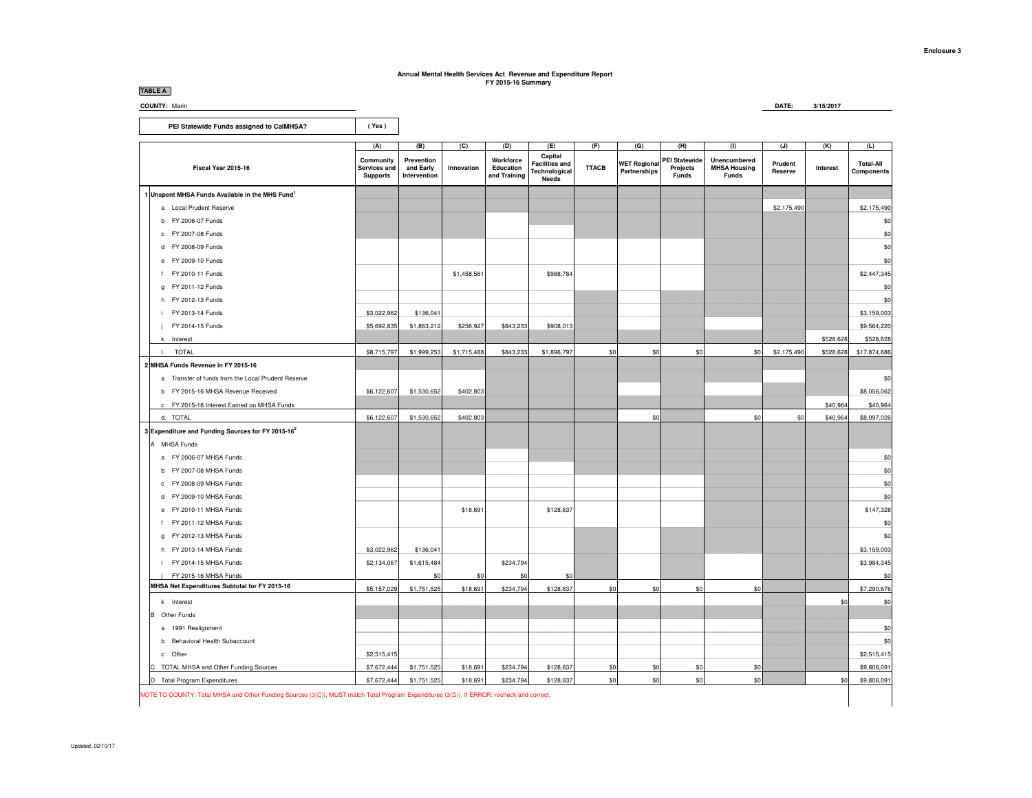Enclosure 3

**Annual Mental Health Services Act Revenue and Expenditure Report**
**FY 2015-16 Summary**

**TABLE A**

**COUNTY:** Marin

**DATE:** 3/15/2017

| PEI Statewide Funds assigned to CalMHSA? | ( Yes ) |
|---|---|

| Fiscal Year 2015-16 | (A) Community Services and Supports | (B) Prevention and Early Intervention | (C) Innovation | (D) Workforce Education and Training | (E) Capital Facilities and Technological Needs | (F) TTACB | (G) WET Regional Partnerships | (H) PEI Statewide Projects Funds | (I) Unencumbered MHSA Housing Funds | (J) Prudent Reserve | (K) Interest | (L) Total-All Components |
|---|---|---|---|---|---|---|---|---|---|---|---|---|
| **1 Unspent MHSA Funds Available in the MHS Fund[1]** | | | | | | | | | | | | |
| a Local Prudent Reserve | | | | | | | | | | $2,175,490 | | $2,175,490 |
| b FY 2006-07 Funds | | | | | | | | | | | | $0 |
| c FY 2007-08 Funds | | | | | | | | | | | | $0 |
| d FY 2008-09 Funds | | | | | | | | | | | | $0 |
| e FY 2009-10 Funds | | | | | | | | | | | | $0 |
| f FY 2010-11 Funds | | | $1,458,561 | | $988,784 | | | | | | | $2,447,345 |
| g FY 2011-12 Funds | | | | | | | | | | | | $0 |
| h FY 2012-13 Funds | | | | | | | | | | | | $0 |
| i FY 2013-14 Funds | $3,022,962 | $136,041 | | | | | | | | | | $3,159,003 |
| j FY 2014-15 Funds | $5,692,835 | $1,863,212 | $256,927 | $843,233 | $908,013 | | | | | | | $9,564,220 |
| k Interest | | | | | | | | | | | $528,628 | $528,628 |
| l. TOTAL | $8,715,797 | $1,999,253 | $1,715,488 | $843,233 | $1,896,797 | $0 | $0 | $0 | $0 | $2,175,490 | $528,628 | $17,874,686 |
| **2 MHSA Funds Revenue in FY 2015-16** | | | | | | | | | | | | |
| a Transfer of funds from the Local Prudent Reserve | | | | | | | | | | | | $0 |
| b FY 2015-16 MHSA Revenue Received | $6,122,607 | $1,530,652 | $402,803 | | | | | | | | | $8,056,062 |
| c FY 2015-16 Interest Earned on MHSA Funds | | | | | | | | | | | $40,964 | $40,964 |
| d. TOTAL | $6,122,607 | $1,530,652 | $402,803 | | | | $0 | | $0 | $0 | $40,964 | $8,097,026 |
| **3 Expenditure and Funding Sources for FY 2015-16[2]** | | | | | | | | | | | | |
| A MHSA Funds | | | | | | | | | | | | |
| a FY 2006-07 MHSA Funds | | | | | | | | | | | | $0 |
| b FY 2007-08 MHSA Funds | | | | | | | | | | | | $0 |
| c FY 2008-09 MHSA Funds | | | | | | | | | | | | $0 |
| d FY 2009-10 MHSA Funds | | | | | | | | | | | | $0 |
| e FY 2010-11 MHSA Funds | | | $18,691 | | $128,637 | | | | | | | $147,328 |
| f FY 2011-12 MHSA Funds | | | | | | | | | | | | $0 |
| g FY 2012-13 MHSA Funds | | | | | | | | | | | | $0 |
| h FY 2013-14 MHSA Funds | $3,022,962 | $136,041 | | | | | | | | | | $3,159,003 |
| i FY 2014-15 MHSA Funds | $2,134,067 | $1,615,484 | | $234,794 | | | | | | | | $3,984,345 |
| j FY 2015-16 MHSA Funds | | $0 | $0 | $0 | $0 | | | | | | | $0 |
| **MHSA Net Expenditures Subtotal for FY 2015-16** | $5,157,029 | $1,751,525 | $18,691 | $234,794 | $128,637 | $0 | $0 | $0 | $0 | | | $7,290,676 |
| k Interest | | | | | | | | | | | $0 | $0 |
| B Other Funds | | | | | | | | | | | | |
| a 1991 Realignment | | | | | | | | | | | | $0 |
| b Behavioral Health Subaccount | | | | | | | | | | | | $0 |
| c Other | $2,515,415 | | | | | | | | | | | $2,515,415 |
| C TOTAL MHSA and Other Funding Sources | $7,672,444 | $1,751,525 | $18,691 | $234,794 | $128,637 | $0 | $0 | $0 | $0 | | | $9,806,091 |
| D Total Program Expenditures | $7,672,444 | $1,751,525 | $18,691 | $234,794 | $128,637 | $0 | $0 | $0 | $0 | | $0 | $9,806,091 |

NOTE TO COUNTY: Total MHSA and Other Funding Sources (3(C)), MUST match Total Program Expenditures (3(D)). If ERROR, recheck and correct.

Updated: 02/10/17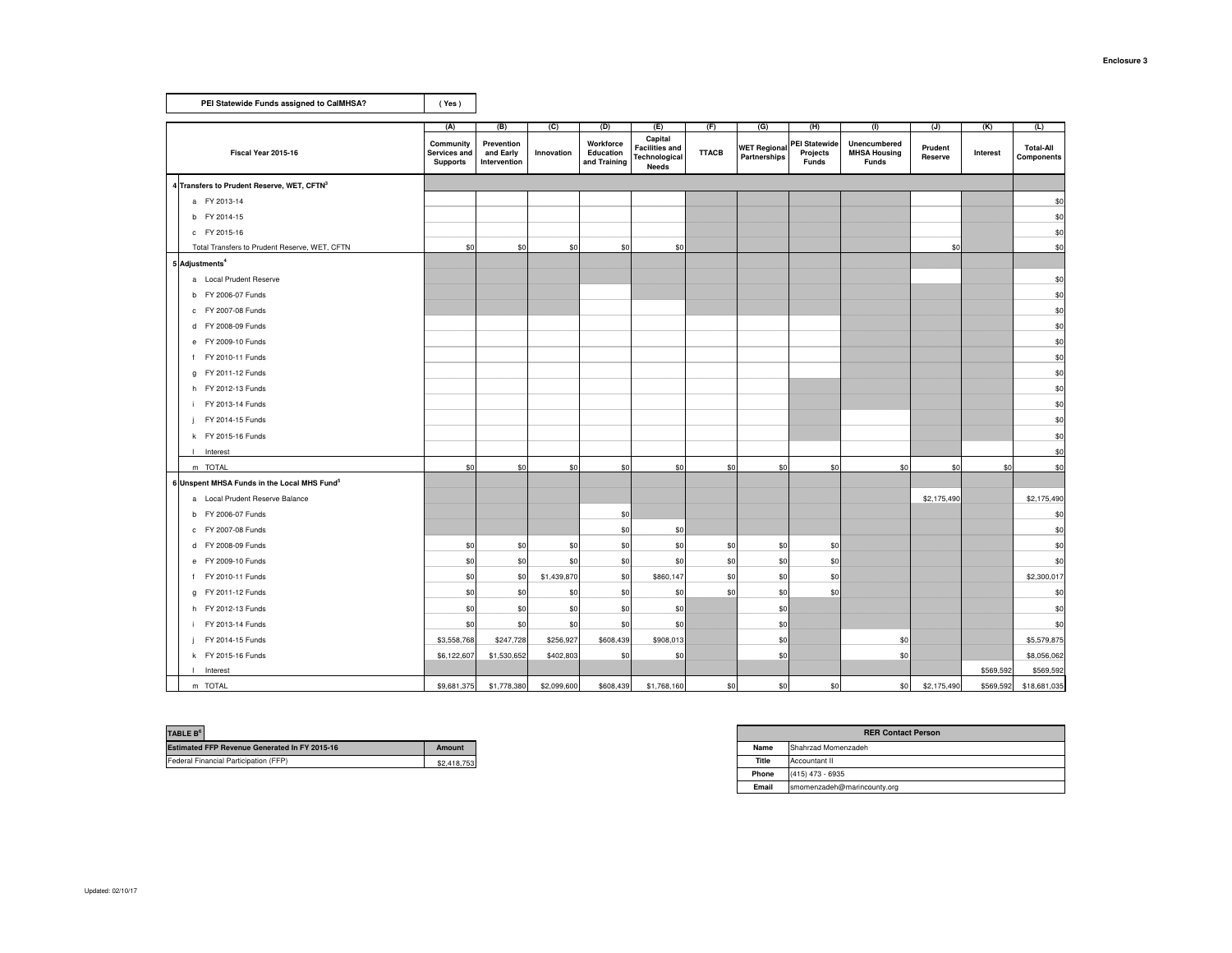| PEI Statewide Funds assigned to CalMHSA? | ( Yes ) |
|---|---|

| | (A) | (B) | (C) | (D) | (E) | (F) | (G) | (H) | (I) | (J) | (K) | (L) |
|---|---|---|---|---|---|---|---|---|---|---|---|---|
| **Fiscal Year 2015-16** | **Community Services and Supports** | **Prevention and Early Intervention** | **Innovation** | **Workforce Education and Training** | **Capital Facilities and Technological Needs** | **TTACB** | **WET Regional Partnerships** | **PEI Statewide Projects Funds** | **Unencumbered MHSA Housing Funds** | **Prudent Reserve** | **Interest** | **Total-All Components** |
| **4 Transfers to Prudent Reserve, WET, CFTN[3]** | | | | | | | | | | | | |
| a FY 2013-14 | | | | | | | | | | | | $0 |
| b FY 2014-15 | | | | | | | | | | | | $0 |
| c FY 2015-16 | | | | | | | | | | | | $0 |
| Total Transfers to Prudent Reserve, WET, CFTN | $0 | $0 | $0 | $0 | $0 | | | | | $0 | | $0 |
| **5 Adjustments[4]** | | | | | | | | | | | | |
| a Local Prudent Reserve | | | | | | | | | | | | $0 |
| b FY 2006-07 Funds | | | | | | | | | | | | $0 |
| c FY 2007-08 Funds | | | | | | | | | | | | $0 |
| d FY 2008-09 Funds | | | | | | | | | | | | $0 |
| e FY 2009-10 Funds | | | | | | | | | | | | $0 |
| f FY 2010-11 Funds | | | | | | | | | | | | $0 |
| g FY 2011-12 Funds | | | | | | | | | | | | $0 |
| h FY 2012-13 Funds | | | | | | | | | | | | $0 |
| i FY 2013-14 Funds | | | | | | | | | | | | $0 |
| j FY 2014-15 Funds | | | | | | | | | | | | $0 |
| k FY 2015-16 Funds | | | | | | | | | | | | $0 |
| l Interest | | | | | | | | | | | | $0 |
| m TOTAL | $0 | $0 | $0 | $0 | $0 | $0 | $0 | $0 | $0 | $0 | $0 | $0 |
| **6 Unspent MHSA Funds in the Local MHS Fund[5]** | | | | | | | | | | | | |
| a Local Prudent Reserve Balance | | | | | | | | | | $2,175,490 | | $2,175,490 |
| b FY 2006-07 Funds | | | | $0 | | | | | | | | $0 |
| c FY 2007-08 Funds | | | | $0 | $0 | | | | | | | $0 |
| d FY 2008-09 Funds | $0 | $0 | $0 | $0 | $0 | $0 | $0 | $0 | | | | $0 |
| e FY 2009-10 Funds | $0 | $0 | $0 | $0 | $0 | $0 | $0 | $0 | | | | $0 |
| f FY 2010-11 Funds | $0 | $0 | $1,439,870 | $0 | $860,147 | $0 | $0 | $0 | | | | $2,300,017 |
| g FY 2011-12 Funds | $0 | $0 | $0 | $0 | $0 | $0 | $0 | $0 | | | | $0 |
| h FY 2012-13 Funds | $0 | $0 | $0 | $0 | $0 | | $0 | | | | | $0 |
| i FY 2013-14 Funds | $0 | $0 | $0 | $0 | $0 | | $0 | | | | | $0 |
| j FY 2014-15 Funds | $3,558,768 | $247,728 | $256,927 | $608,439 | $908,013 | | $0 | | $0 | | | $5,579,875 |
| k FY 2015-16 Funds | $6,122,607 | $1,530,652 | $402,803 | $0 | $0 | | $0 | | $0 | | | $8,056,062 |
| l Interest | | | | | | | | | | | $569,592 | $569,592 |
| m TOTAL | $9,681,375 | $1,778,380 | $2,099,600 | $608,439 | $1,768,160 | $0 | $0 | $0 | $0 | $2,175,490 | $569,592 | $18,681,035 |

| TABLE B[6] | |
|---|---|
| **Estimated FFP Revenue Generated In FY 2015-16** | **Amount** |
| Federal Financial Participation (FFP) | $2,418,753 |

| **RER Contact Person** | |
|---|---|
| **Name** | Shahrzad Momenzadeh |
| **Title** | Accountant II |
| **Phone** | (415) 473 - 6935 |
| **Email** | smomenzadeh@marincounty.org |

Updated: 02/10/17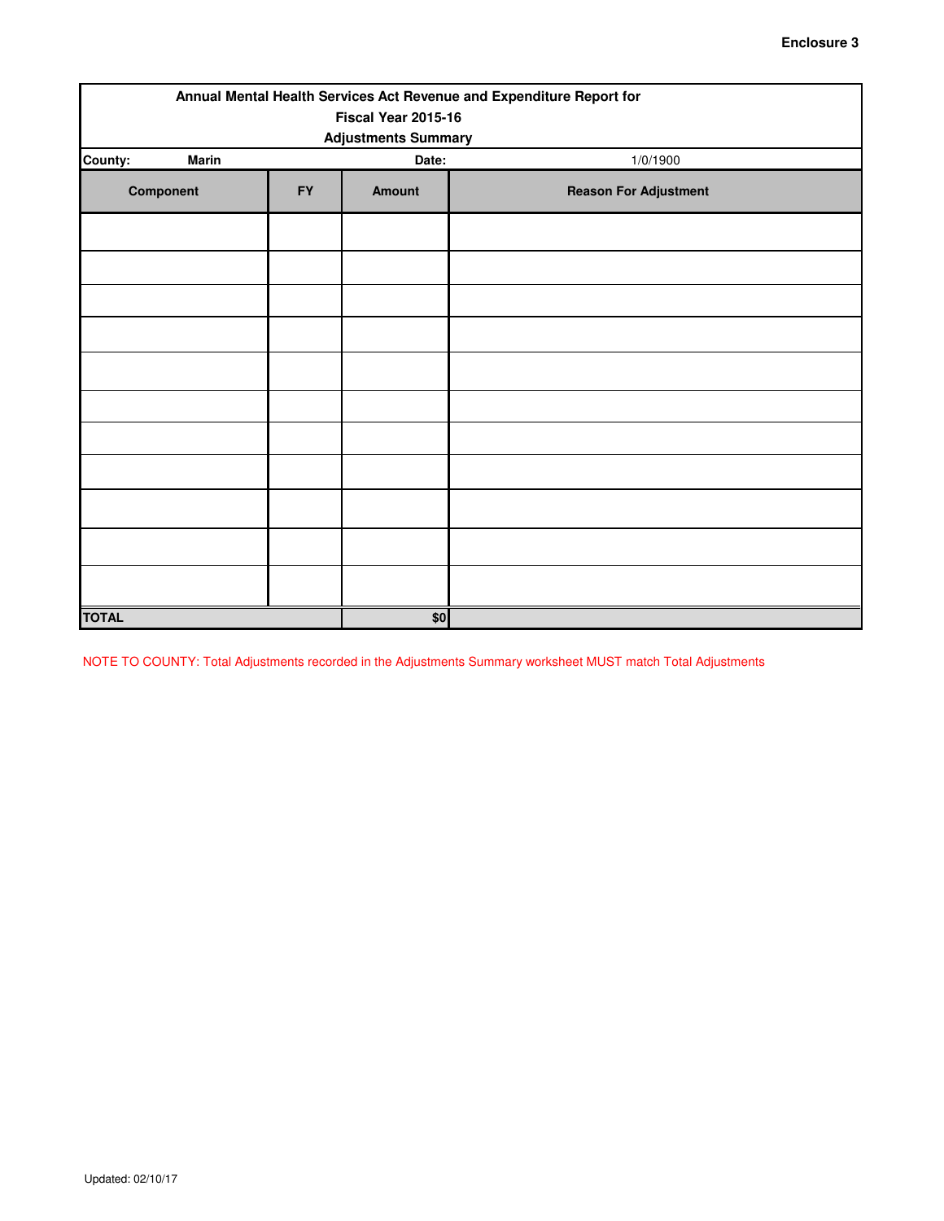**Enclosure 3**

| Annual Mental Health Services Act Revenue and Expenditure Report for Fiscal Year 2015-16 Adjustments Summary | | | |
|---|---|---|---|
| **County:** **Marin** | | **Date:** | 1/0/1900 |
| **Component** | **FY** | **Amount** | **Reason For Adjustment** |
| | | | |
| | | | |
| | | | |
| | | | |
| | | | |
| | | | |
| | | | |
| | | | |
| | | | |
| | | | |
| | | | |
| **TOTAL** | | **$0** | |

NOTE TO COUNTY: Total Adjustments recorded in the Adjustments Summary worksheet MUST match Total Adjustments

Updated: 02/10/17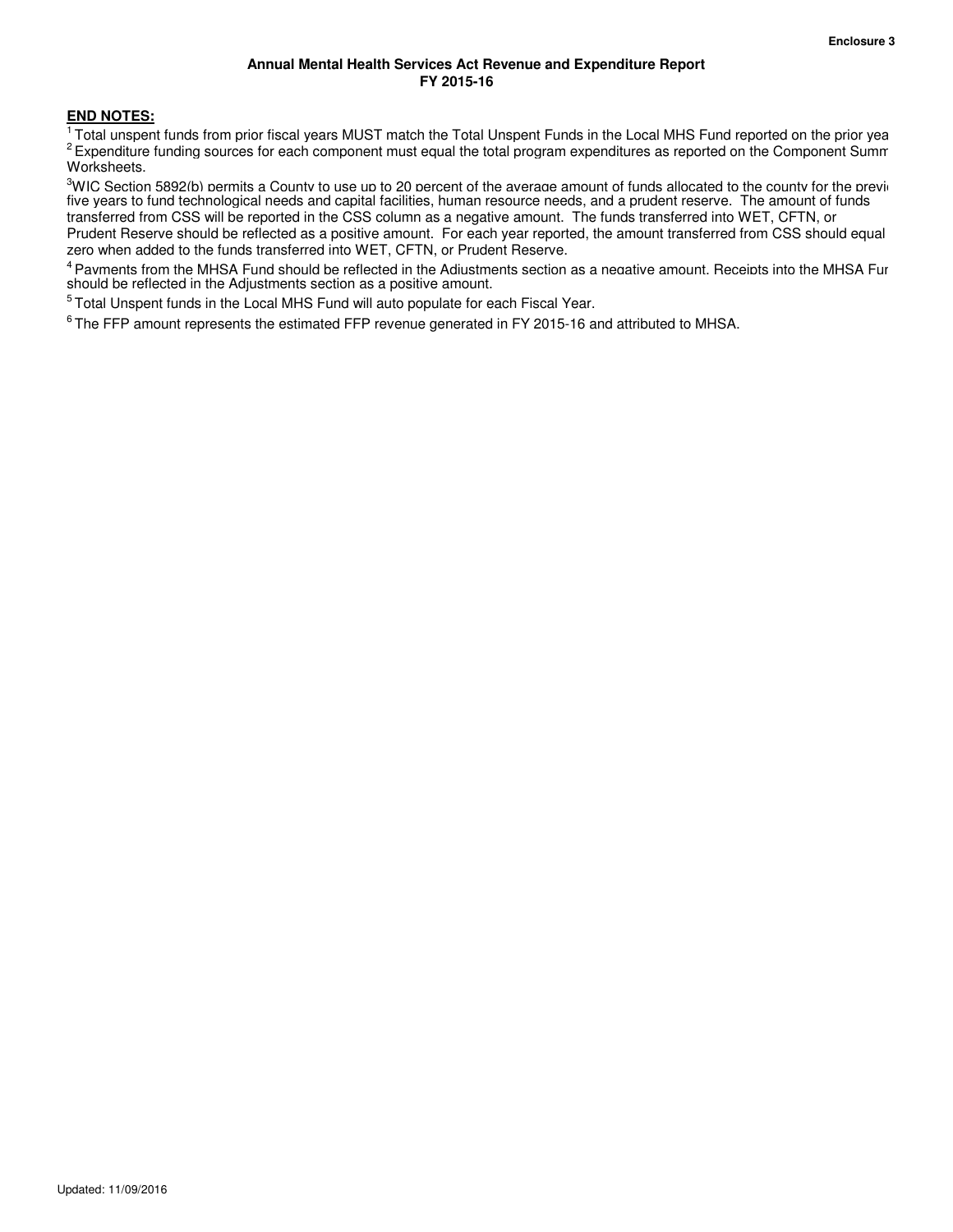Enclosure 3

**Annual Mental Health Services Act Revenue and Expenditure Report**
**FY 2015-16**

**END NOTES:**

[1] Total unspent funds from prior fiscal years MUST match the Total Unspent Funds in the Local MHS Fund reported on the prior yea

[2] Expenditure funding sources for each component must equal the total program expenditures as reported on the Component Summ Worksheets.

[3]WIC Section 5892(b) permits a County to use up to 20 percent of the average amount of funds allocated to the county for the previ five years to fund technological needs and capital facilities, human resource needs, and a prudent reserve. The amount of funds transferred from CSS will be reported in the CSS column as a negative amount. The funds transferred into WET, CFTN, or Prudent Reserve should be reflected as a positive amount. For each year reported, the amount transferred from CSS should equal zero when added to the funds transferred into WET, CFTN, or Prudent Reserve.

[4] Payments from the MHSA Fund should be reflected in the Adjustments section as a negative amount. Receipts into the MHSA Fur should be reflected in the Adjustments section as a positive amount.

[5] Total Unspent funds in the Local MHS Fund will auto populate for each Fiscal Year.

[6] The FFP amount represents the estimated FFP revenue generated in FY 2015-16 and attributed to MHSA.

Updated: 11/09/2016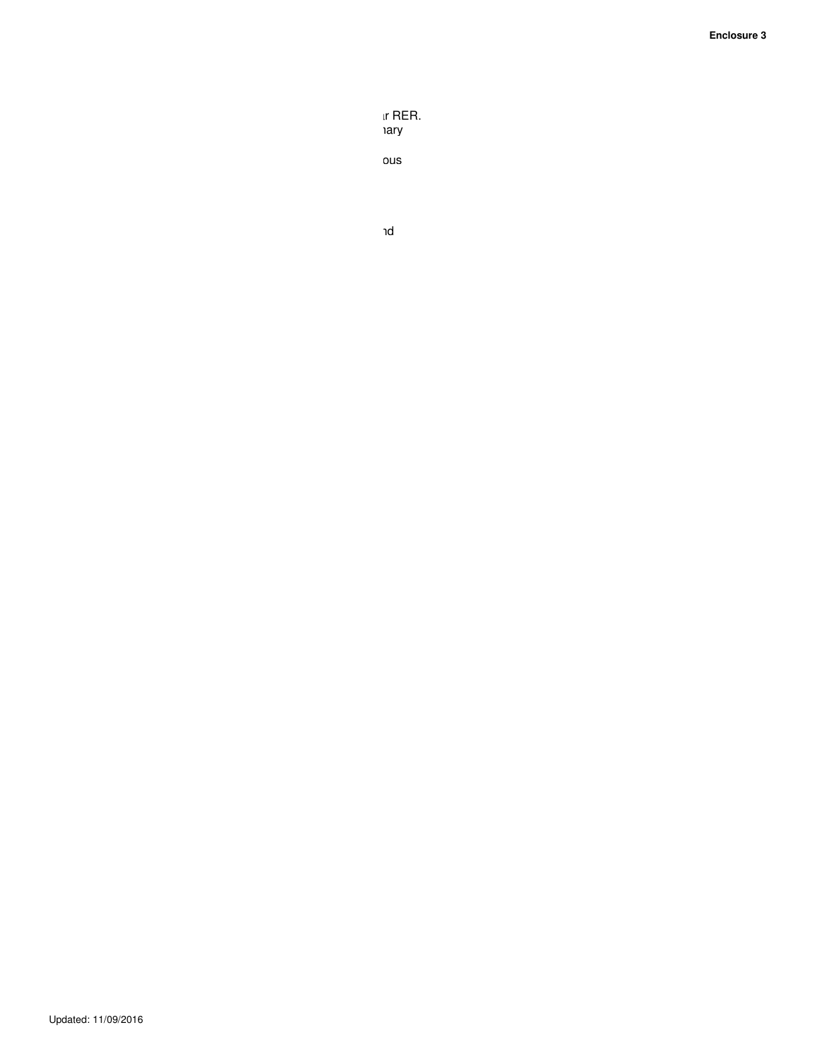ır RER.
ıary

ous

ıd